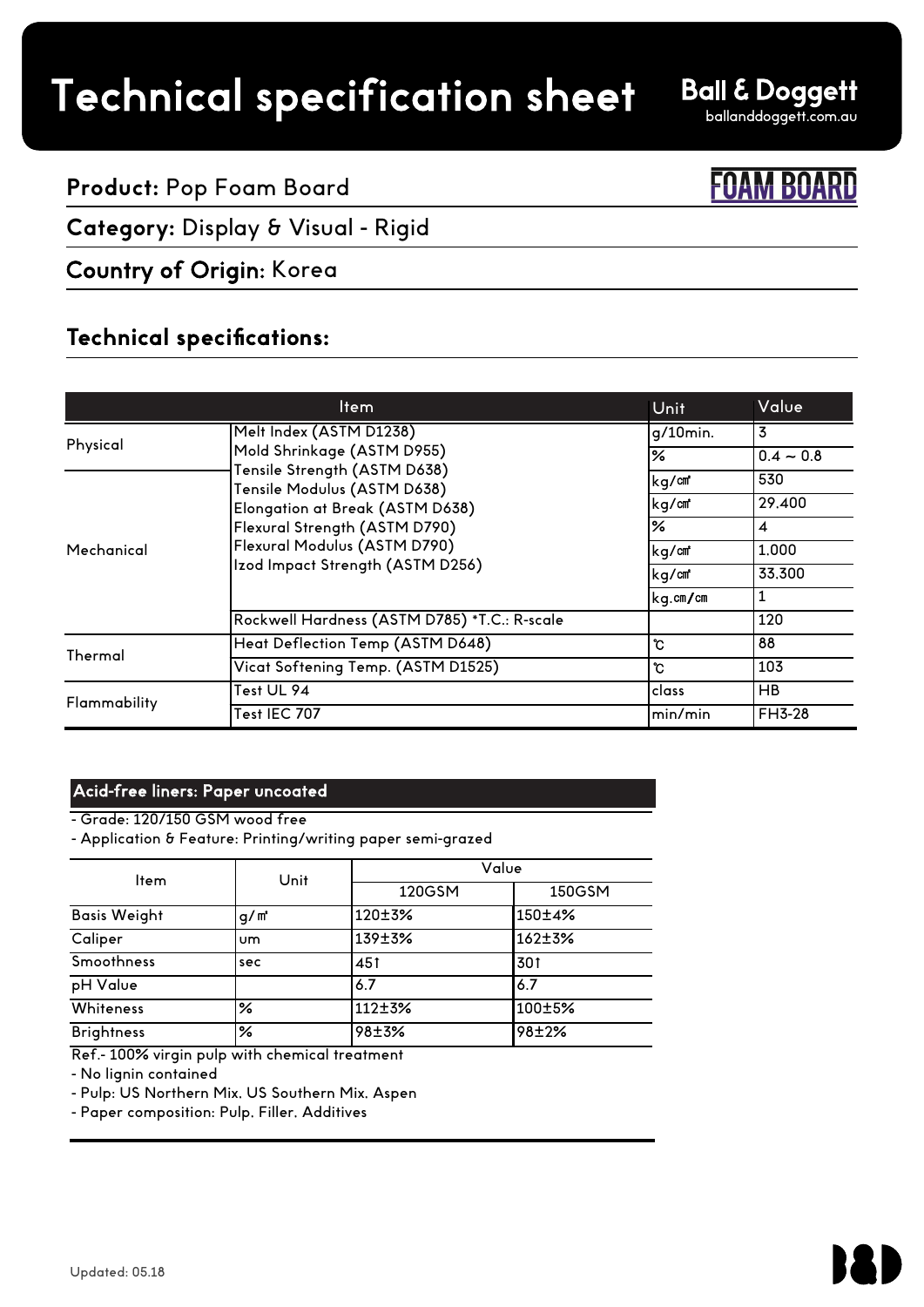# Technical specification sheet

**Ball & Doggett**
ballanddoggett.com.au

**Product:** Pop Foam Board

FOAM BOARD

**Category:** Display & Visual - Rigid

**Country of Origin**: Korea

## Technical specifications:

| Item | | Unit | Value |
|---|---|---|---|
| Physical | Melt Index (ASTM D1238) | g/10min. | 3 |
| | Mold Shrinkage (ASTM D955) | % | 0.4 ~ 0.8 |
| Mechanical | Tensile Strength (ASTM D638) | kg/㎠ | 530 |
| | Tensile Modulus (ASTM D638) | kg/㎠ | 29.400 |
| | Elongation at Break (ASTM D638) | % | 4 |
| | Flexural Strength (ASTM D790) | kg/㎠ | 1.000 |
| | Flexural Modulus (ASTM D790) | kg/㎠ | 33.300 |
| | Izod Impact Strength (ASTM D256) | kg.㎝/㎝ | 1 |
| | Rockwell Hardness (ASTM D785) *T.C.: R-scale | | 120 |
| Thermal | Heat Deflection Temp (ASTM D648) | ℃ | 88 |
| | Vicat Softening Temp. (ASTM D1525) | ℃ | 103 |
| Flammability | Test UL 94 | class | HB |
| | Test IEC 707 | min/min | FH3-28 |

### Acid-free liners: Paper uncoated

- Grade: 120/150 GSM wood free
- Application & Feature: Printing/writing paper semi-grazed

| Item | Unit | Value | |
|---|---|---|---|
| | | 120GSM | 150GSM |
| Basis Weight | g/㎡ | 120±3% | 150±4% |
| Caliper | um | 139±3% | 162±3% |
| Smoothness | sec | 45↑ | 30↑ |
| pH Value | | 6.7 | 6.7 |
| Whiteness | % | 112±3% | 100±5% |
| Brightness | % | 98±3% | 98±2% |

Ref.- 100% virgin pulp with chemical treatment
- No lignin contained
- Pulp: US Northern Mix, US Southern Mix, Aspen
- Paper composition: Pulp, Filler, Additives

Updated: 05.18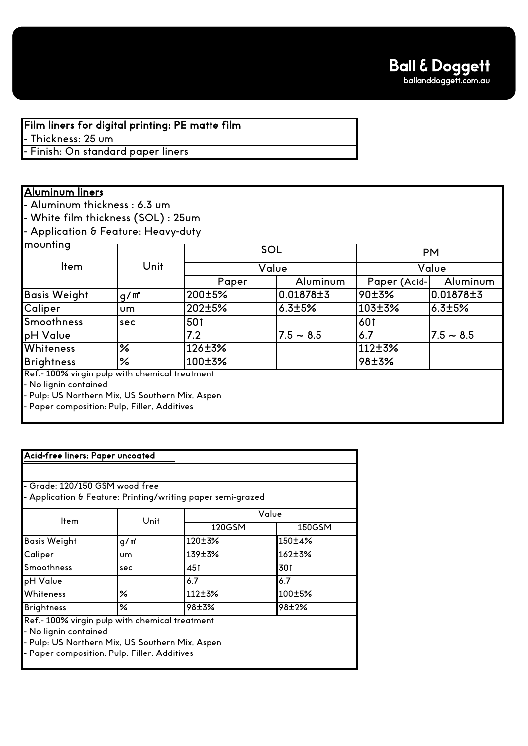**Film liners for digital printing: PE matte film**

- Thickness: 25 um
- Finish: On standard paper liners

**Aluminum liners**

- Aluminum thickness : 6.3 um
- White film thickness (SOL) : 25um
- Application & Feature: Heavy-duty mounting

| Item | Unit | SOL | | PM | |
|---|---|---|---|---|---|
| | | Value | | Value | |
| | | Paper | Aluminum | Paper (Acid- | Aluminum |
| Basis Weight | g/㎡ | 200±5% | 0.01878±3 | 90±3% | 0.01878±3 |
| Caliper | um | 202±5% | 6.3±5% | 103±3% | 6.3±5% |
| Smoothness | sec | 50↑ | | 60↑ | |
| pH Value | | 7.2 | 7.5 ~ 8.5 | 6.7 | 7.5 ~ 8.5 |
| Whiteness | % | 126±3% | | 112±3% | |
| Brightness | % | 100±3% | | 98±3% | |

Ref.- 100% virgin pulp with chemical treatment
- No lignin contained
- Pulp: US Northern Mix, US Southern Mix, Aspen
- Paper composition: Pulp, Filler, Additives

**Acid-free liners: Paper uncoated**

- Grade: 120/150 GSM wood free
- Application & Feature: Printing/writing paper semi-grazed

| Item | Unit | Value | |
|---|---|---|---|
| | | 120GSM | 150GSM |
| Basis Weight | g/㎡ | 120±3% | 150±4% |
| Caliper | um | 139±3% | 162±3% |
| Smoothness | sec | 45↑ | 30↑ |
| pH Value | | 6.7 | 6.7 |
| Whiteness | % | 112±3% | 100±5% |
| Brightness | % | 98±3% | 98±2% |

Ref.- 100% virgin pulp with chemical treatment
- No lignin contained
- Pulp: US Northern Mix, US Southern Mix, Aspen
- Paper composition: Pulp, Filler, Additives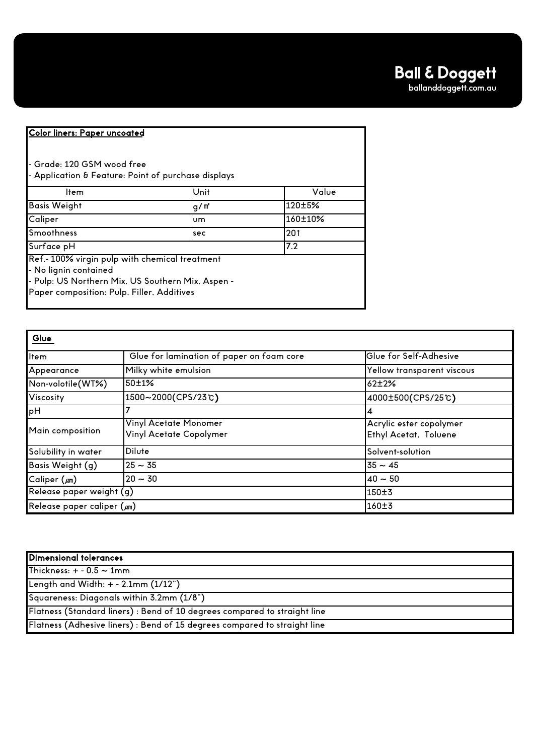**Color liners: Paper uncoated**

- Grade: 120 GSM wood free
- Application & Feature: Point of purchase displays

| Item | Unit | Value |
|---|---|---|
| Basis Weight | g/㎡ | 120±5% |
| Caliper | um | 160±10% |
| Smoothness | sec | 20↑ |
| Surface pH | | 7.2 |

Ref.- 100% virgin pulp with chemical treatment
- No lignin contained
- Pulp: US Northern Mix, US Southern Mix, Aspen -
Paper composition: Pulp, Filler, Additives

**Glue**

| Item | Glue for lamination of paper on foam core | Glue for Self-Adhesive |
|---|---|---|
| Appearance | Milky white emulsion | Yellow transparent viscous |
| Non-volotile(WT%) | 50±1% | 62±2% |
| Viscosity | 1500~2000(CPS/23℃) | 4000±500(CPS/25℃) |
| pH | 7 | 4 |
| Main composition | Vinyl Acetate Monomer<br>Vinyl Acetate Copolymer | Acrylic ester copolymer<br>Ethyl Acetat, Toluene |
| Solubility in water | Dilute | Solvent-solution |
| Basis Weight (g) | 25 ~ 35 | 35 ~ 45 |
| Caliper (㎛) | 20 ~ 30 | 40 ~ 50 |
| Release paper weight (g) | | 150±3 |
| Release paper caliper (㎛) | | 160±3 |

| Dimensional tolerances |
|---|
| Thickness: + - 0.5 ~ 1mm |
| Length and Width: + - 2.1mm (1/12") |
| Squareness: Diagonals within 3.2mm (1/8") |
| Flatness (Standard liners) : Bend of 10 degrees compared to straight line |
| Flatness (Adhesive liners) : Bend of 15 degrees compared to straight line |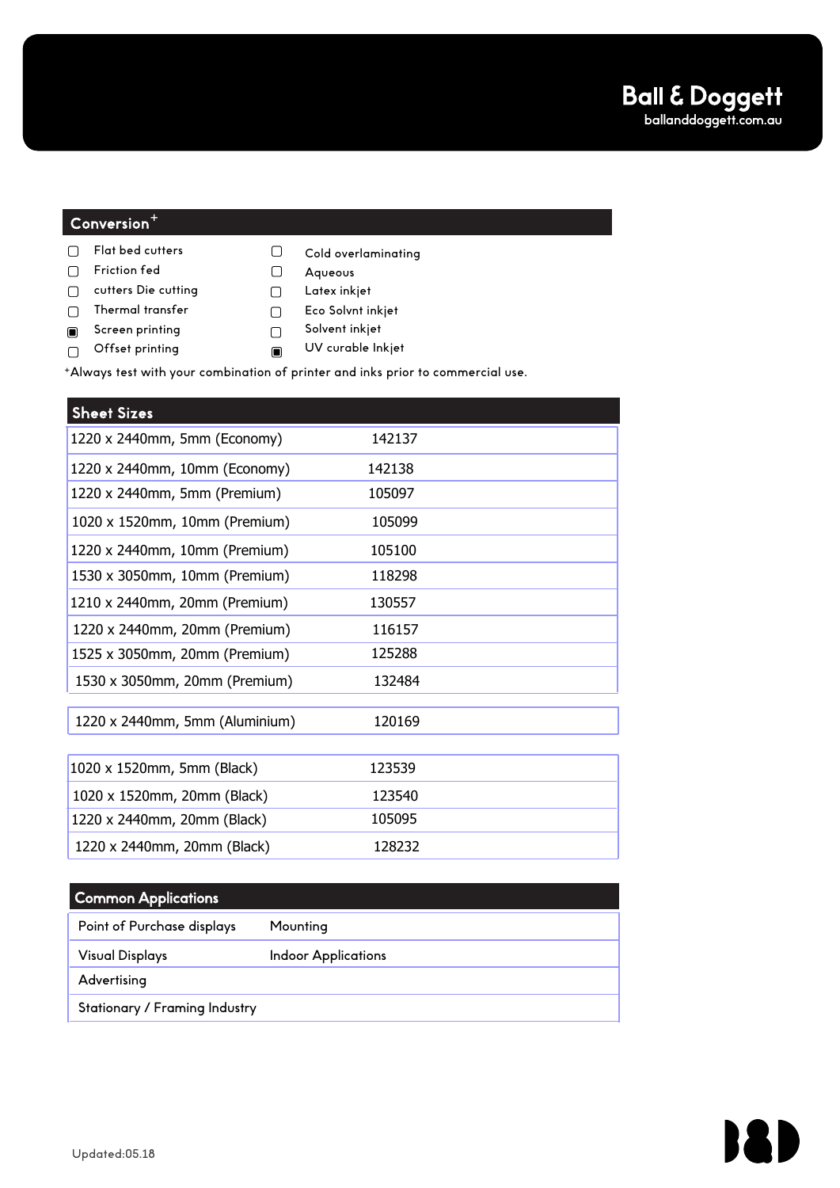## Conversion+

| | |
|---|---|
| ☐ Flat bed cutters | ☐ Cold overlaminating |
| ☐ Friction fed | ☐ Aqueous |
| ☐ cutters Die cutting | ☐ Latex inkjet |
| ☐ Thermal transfer | ☐ Eco Solvnt inkjet |
| ☒ Screen printing | ☐ Solvent inkjet |
| ☐ Offset printing | ☒ UV curable Inkjet |

+Always test with your combination of printer and inks prior to commercial use.

## Sheet Sizes

| | |
|---|---|
| 1220 x 2440mm, 5mm (Economy) | 142137 |
| 1220 x 2440mm, 10mm (Economy) | 142138 |
| 1220 x 2440mm, 5mm (Premium) | 105097 |
| 1020 x 1520mm, 10mm (Premium) | 105099 |
| 1220 x 2440mm, 10mm (Premium) | 105100 |
| 1530 x 3050mm, 10mm (Premium) | 118298 |
| 1210 x 2440mm, 20mm (Premium) | 130557 |
| 1220 x 2440mm, 20mm (Premium) | 116157 |
| 1525 x 3050mm, 20mm (Premium) | 125288 |
| 1530 x 3050mm, 20mm (Premium) | 132484 |

| | |
|---|---|
| 1220 x 2440mm, 5mm (Aluminium) | 120169 |

| | |
|---|---|
| 1020 x 1520mm, 5mm (Black) | 123539 |
| 1020 x 1520mm, 20mm (Black) | 123540 |
| 1220 x 2440mm, 20mm (Black) | 105095 |
| 1220 x 2440mm, 20mm (Black) | 128232 |

## Common Applications

| | |
|---|---|
| Point of Purchase displays | Mounting |
| Visual Displays | Indoor Applications |
| Advertising | |
| Stationary / Framing Industry | |

Updated:05.18